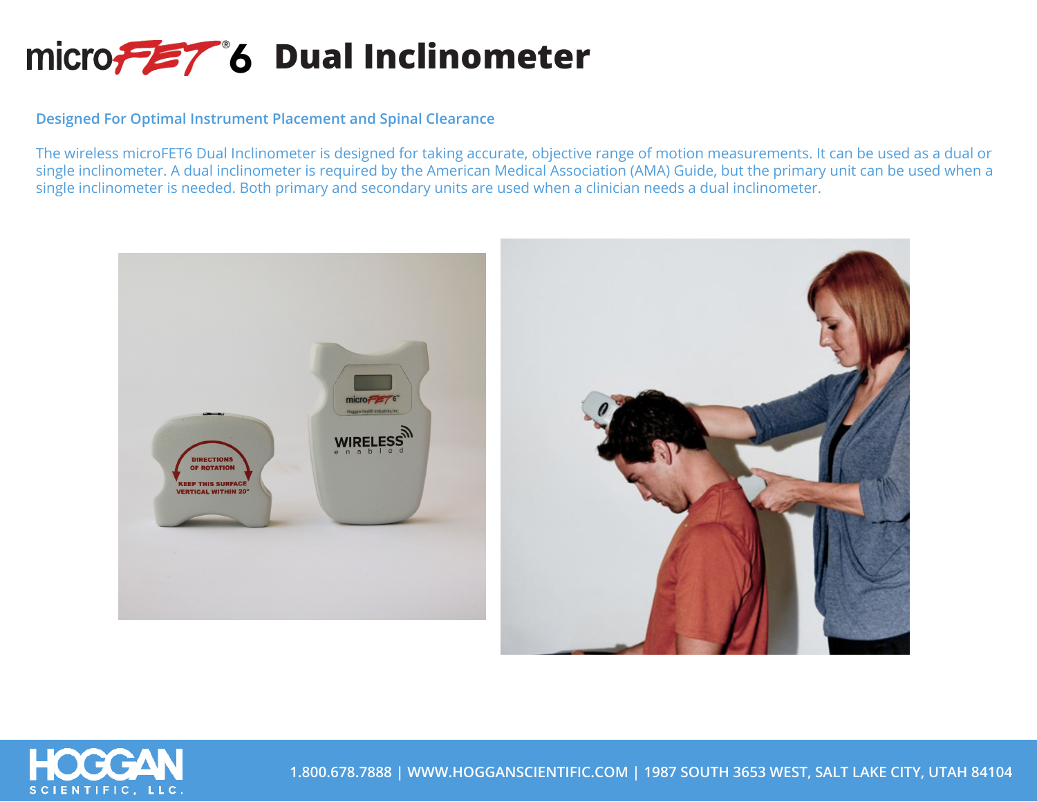# microFET®6 Dual Inclinometer

**Designed For Optimal Instrument Placement and Spinal Clearance**

The wireless microFET6 Dual Inclinometer is designed for taking accurate, objective range of motion measurements. It can be used as a dual or single inclinometer. A dual inclinometer is required by the American Medical Association (AMA) Guide, but the primary unit can be used when a single inclinometer is needed. Both primary and secondary units are used when a clinician needs a dual inclinometer.

HOGGAN SCIENTIFIC, LLC.

1.800.678.7888 | WWW.HOGGANSCIENTIFIC.COM | 1987 SOUTH 3653 WEST, SALT LAKE CITY, UTAH 84104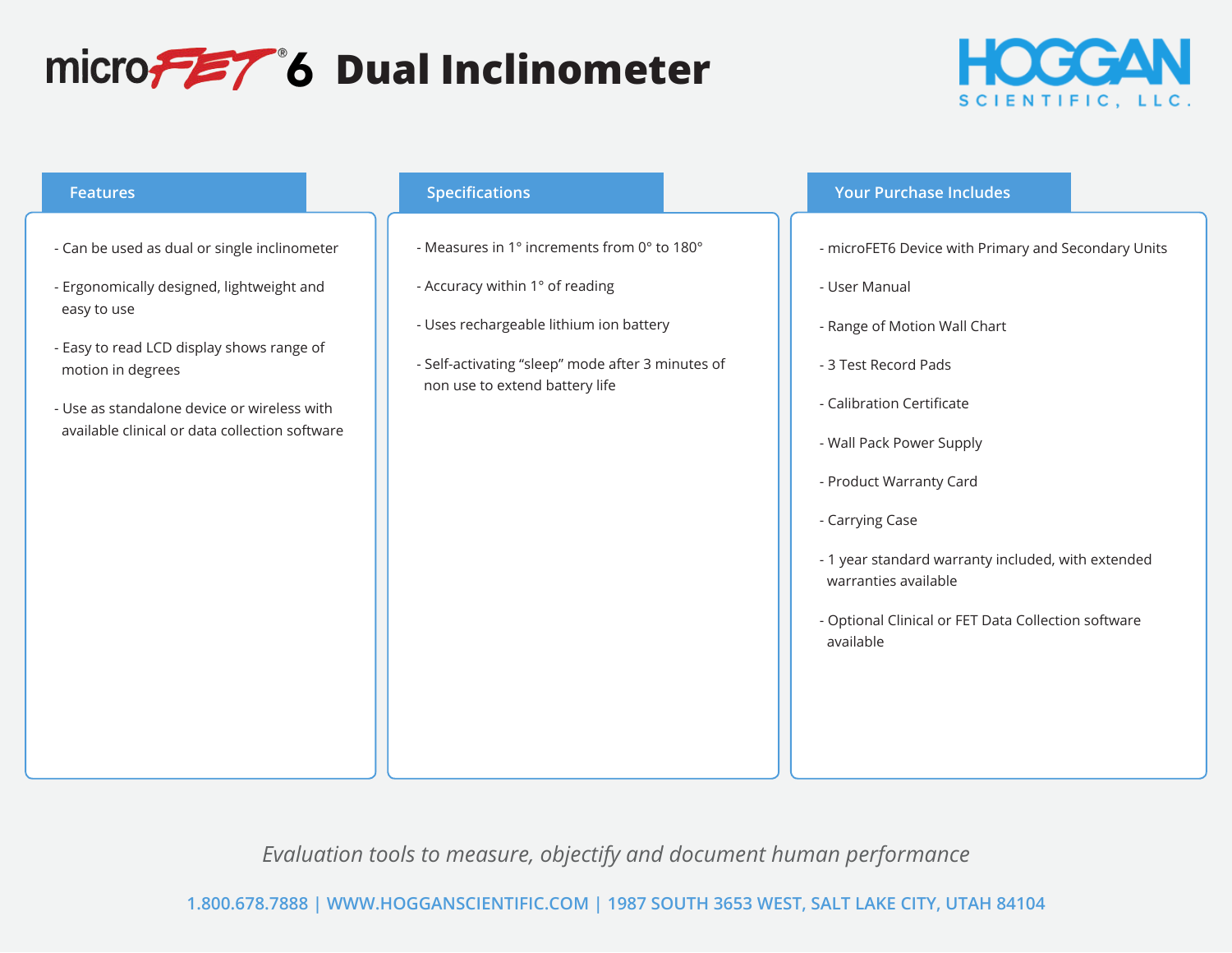# microFET®6 Dual Inclinometer

HOGGAN SCIENTIFIC, LLC.

## Features

- Can be used as dual or single inclinometer
- Ergonomically designed, lightweight and easy to use
- Easy to read LCD display shows range of motion in degrees
- Use as standalone device or wireless with available clinical or data collection software

## Specifications

- Measures in 1° increments from 0° to 180°
- Accuracy within 1° of reading
- Uses rechargeable lithium ion battery
- Self-activating “sleep” mode after 3 minutes of non use to extend battery life

## Your Purchase Includes

- microFET6 Device with Primary and Secondary Units
- User Manual
- Range of Motion Wall Chart
- 3 Test Record Pads
- Calibration Certificate
- Wall Pack Power Supply
- Product Warranty Card
- Carrying Case
- 1 year standard warranty included, with extended warranties available
- Optional Clinical or FET Data Collection software available

*Evaluation tools to measure, objectify and document human performance*

1.800.678.7888 | WWW.HOGGANSCIENTIFIC.COM | 1987 SOUTH 3653 WEST, SALT LAKE CITY, UTAH 84104